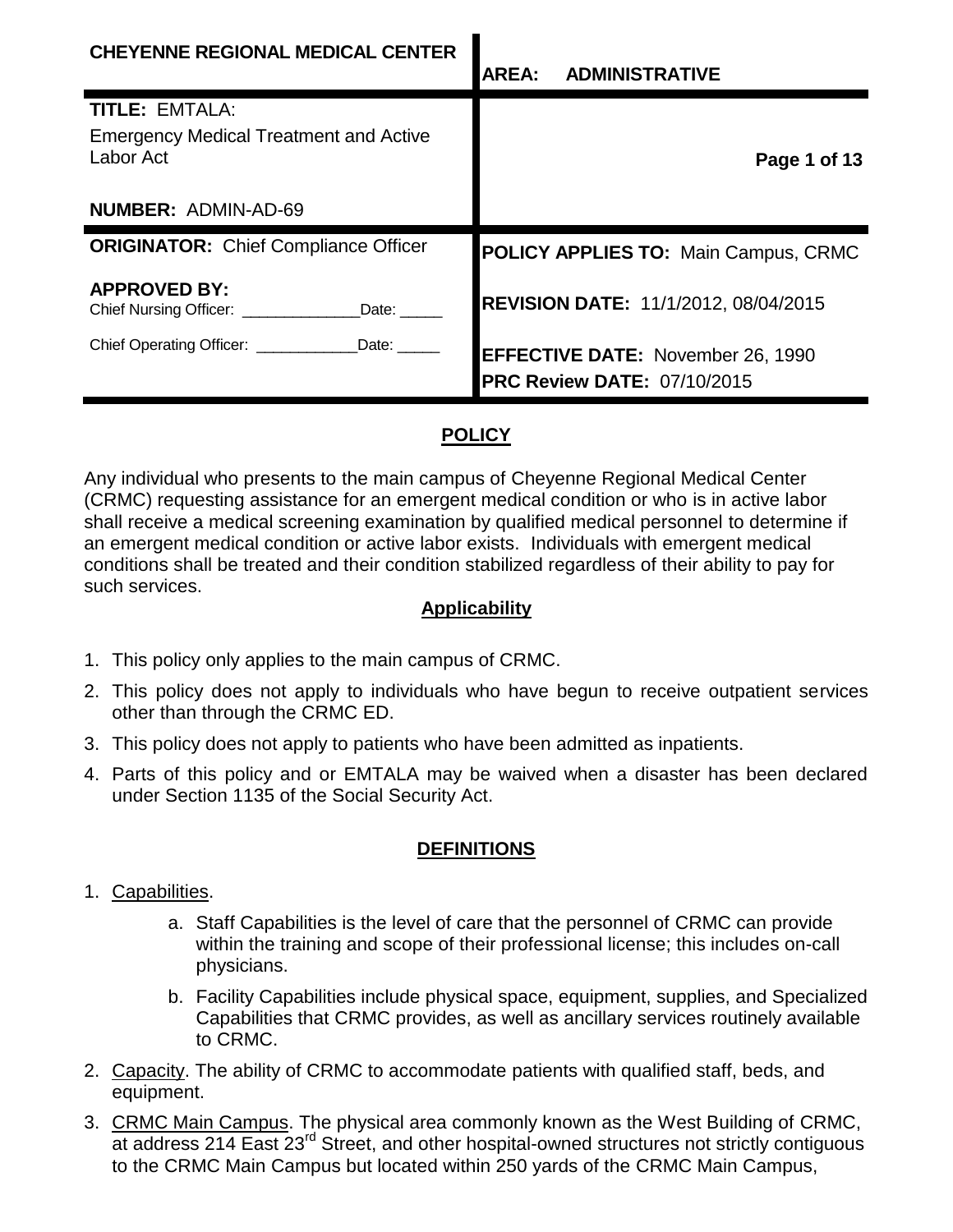| CHEYENNE REGIONAL MEDICAL CENTER | AREA: ADMINISTRATIVE |
|---|---|
| **TITLE:** EMTALA: Emergency Medical Treatment and Active Labor Act<br><br>**NUMBER:** ADMIN-AD-69 | |
| **ORIGINATOR:** Chief Compliance Officer | **POLICY APPLIES TO:** Main Campus, CRMC |
| **APPROVED BY:**<br>Chief Nursing Officer: ______________Date: _____<br>Chief Operating Officer: ____________Date: _____ | **REVISION DATE:** 11/1/2012, 08/04/2015<br>**EFFECTIVE DATE:** November 26, 1990<br>**PRC Review DATE:** 07/10/2015 |

## POLICY

Any individual who presents to the main campus of Cheyenne Regional Medical Center (CRMC) requesting assistance for an emergent medical condition or who is in active labor shall receive a medical screening examination by qualified medical personnel to determine if an emergent medical condition or active labor exists. Individuals with emergent medical conditions shall be treated and their condition stabilized regardless of their ability to pay for such services.

### Applicability

1. This policy only applies to the main campus of CRMC.
2. This policy does not apply to individuals who have begun to receive outpatient services other than through the CRMC ED.
3. This policy does not apply to patients who have been admitted as inpatients.
4. Parts of this policy and or EMTALA may be waived when a disaster has been declared under Section 1135 of the Social Security Act.

## DEFINITIONS

1. Capabilities.
   a. Staff Capabilities is the level of care that the personnel of CRMC can provide within the training and scope of their professional license; this includes on-call physicians.
   b. Facility Capabilities include physical space, equipment, supplies, and Specialized Capabilities that CRMC provides, as well as ancillary services routinely available to CRMC.
2. Capacity. The ability of CRMC to accommodate patients with qualified staff, beds, and equipment.
3. CRMC Main Campus. The physical area commonly known as the West Building of CRMC, at address 214 East 23rd Street, and other hospital-owned structures not strictly contiguous to the CRMC Main Campus but located within 250 yards of the CRMC Main Campus,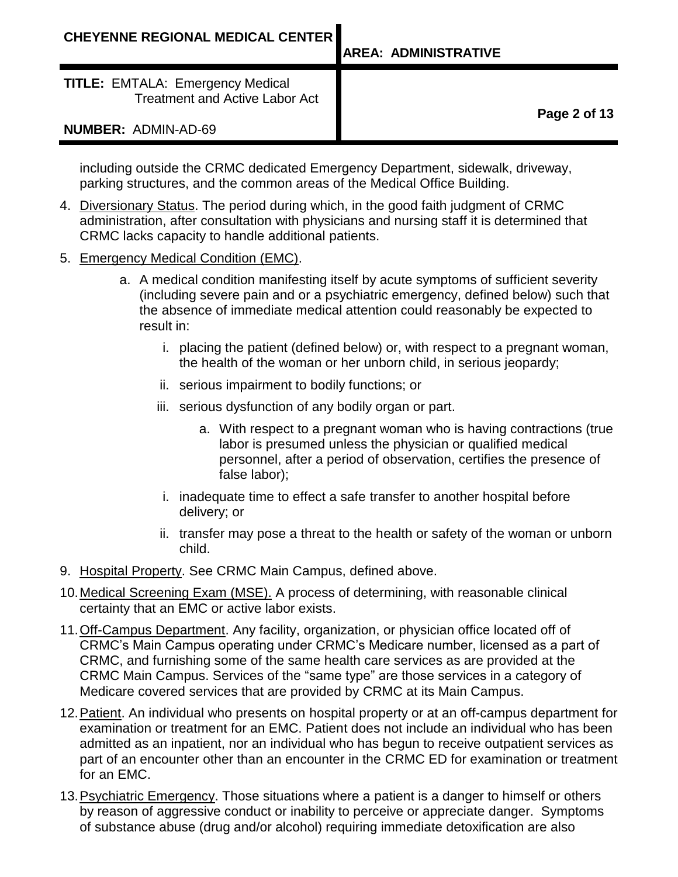including outside the CRMC dedicated Emergency Department, sidewalk, driveway, parking structures, and the common areas of the Medical Office Building.

4. Diversionary Status. The period during which, in the good faith judgment of CRMC administration, after consultation with physicians and nursing staff it is determined that CRMC lacks capacity to handle additional patients.

5. Emergency Medical Condition (EMC).

   a. A medical condition manifesting itself by acute symptoms of sufficient severity (including severe pain and or a psychiatric emergency, defined below) such that the absence of immediate medical attention could reasonably be expected to result in:

      i. placing the patient (defined below) or, with respect to a pregnant woman, the health of the woman or her unborn child, in serious jeopardy;

      ii. serious impairment to bodily functions; or

      iii. serious dysfunction of any bodily organ or part.

         a. With respect to a pregnant woman who is having contractions (true labor is presumed unless the physician or qualified medical personnel, after a period of observation, certifies the presence of false labor);

      i. inadequate time to effect a safe transfer to another hospital before delivery; or

      ii. transfer may pose a threat to the health or safety of the woman or unborn child.

9. Hospital Property. See CRMC Main Campus, defined above.

10. Medical Screening Exam (MSE). A process of determining, with reasonable clinical certainty that an EMC or active labor exists.

11. Off-Campus Department. Any facility, organization, or physician office located off of CRMC's Main Campus operating under CRMC's Medicare number, licensed as a part of CRMC, and furnishing some of the same health care services as are provided at the CRMC Main Campus. Services of the "same type" are those services in a category of Medicare covered services that are provided by CRMC at its Main Campus.

12. Patient. An individual who presents on hospital property or at an off-campus department for examination or treatment for an EMC. Patient does not include an individual who has been admitted as an inpatient, nor an individual who has begun to receive outpatient services as part of an encounter other than an encounter in the CRMC ED for examination or treatment for an EMC.

13. Psychiatric Emergency. Those situations where a patient is a danger to himself or others by reason of aggressive conduct or inability to perceive or appreciate danger. Symptoms of substance abuse (drug and/or alcohol) requiring immediate detoxification are also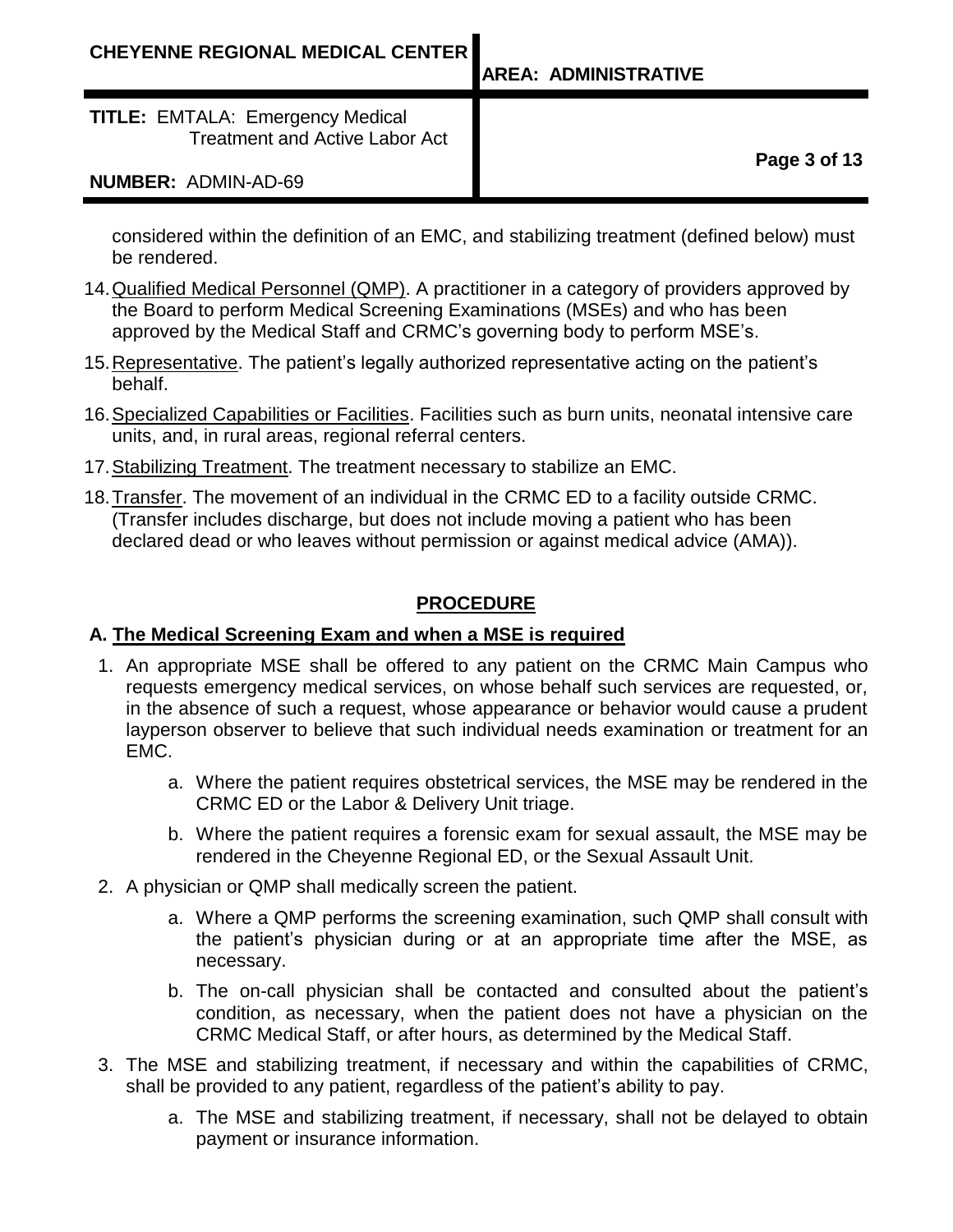considered within the definition of an EMC, and stabilizing treatment (defined below) must be rendered.

14. Qualified Medical Personnel (QMP). A practitioner in a category of providers approved by the Board to perform Medical Screening Examinations (MSEs) and who has been approved by the Medical Staff and CRMC's governing body to perform MSE's.

15. Representative. The patient's legally authorized representative acting on the patient's behalf.

16. Specialized Capabilities or Facilities. Facilities such as burn units, neonatal intensive care units, and, in rural areas, regional referral centers.

17. Stabilizing Treatment. The treatment necessary to stabilize an EMC.

18. Transfer. The movement of an individual in the CRMC ED to a facility outside CRMC. (Transfer includes discharge, but does not include moving a patient who has been declared dead or who leaves without permission or against medical advice (AMA)).

## PROCEDURE

### A. The Medical Screening Exam and when a MSE is required

1. An appropriate MSE shall be offered to any patient on the CRMC Main Campus who requests emergency medical services, on whose behalf such services are requested, or, in the absence of such a request, whose appearance or behavior would cause a prudent layperson observer to believe that such individual needs examination or treatment for an EMC.

    a. Where the patient requires obstetrical services, the MSE may be rendered in the CRMC ED or the Labor & Delivery Unit triage.

    b. Where the patient requires a forensic exam for sexual assault, the MSE may be rendered in the Cheyenne Regional ED, or the Sexual Assault Unit.

2. A physician or QMP shall medically screen the patient.

    a. Where a QMP performs the screening examination, such QMP shall consult with the patient's physician during or at an appropriate time after the MSE, as necessary.

    b. The on-call physician shall be contacted and consulted about the patient's condition, as necessary, when the patient does not have a physician on the CRMC Medical Staff, or after hours, as determined by the Medical Staff.

3. The MSE and stabilizing treatment, if necessary and within the capabilities of CRMC, shall be provided to any patient, regardless of the patient's ability to pay.

    a. The MSE and stabilizing treatment, if necessary, shall not be delayed to obtain payment or insurance information.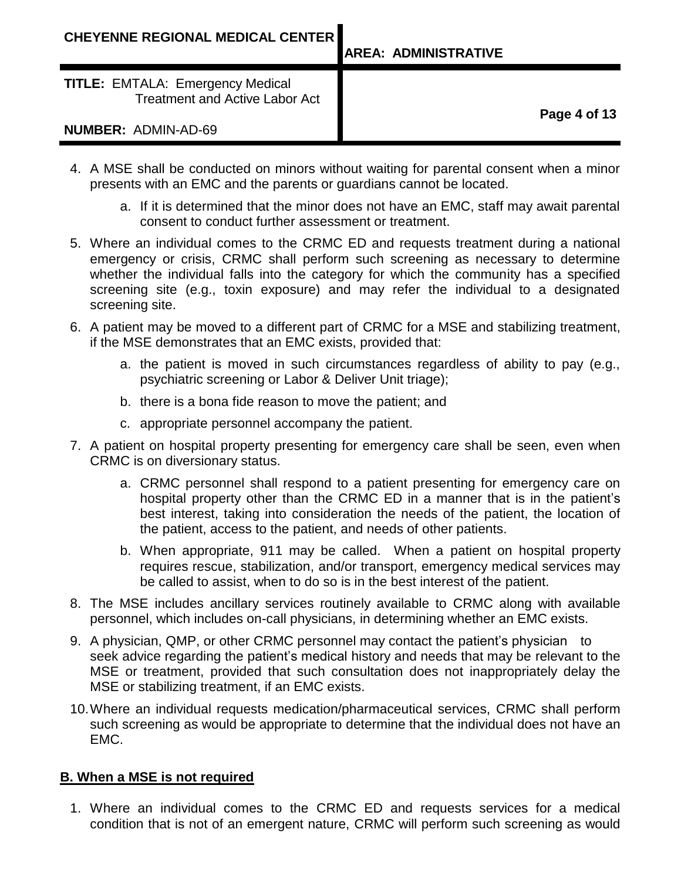4. A MSE shall be conducted on minors without waiting for parental consent when a minor presents with an EMC and the parents or guardians cannot be located.

   a. If it is determined that the minor does not have an EMC, staff may await parental consent to conduct further assessment or treatment.

5. Where an individual comes to the CRMC ED and requests treatment during a national emergency or crisis, CRMC shall perform such screening as necessary to determine whether the individual falls into the category for which the community has a specified screening site (e.g., toxin exposure) and may refer the individual to a designated screening site.

6. A patient may be moved to a different part of CRMC for a MSE and stabilizing treatment, if the MSE demonstrates that an EMC exists, provided that:

   a. the patient is moved in such circumstances regardless of ability to pay (e.g., psychiatric screening or Labor & Deliver Unit triage);

   b. there is a bona fide reason to move the patient; and

   c. appropriate personnel accompany the patient.

7. A patient on hospital property presenting for emergency care shall be seen, even when CRMC is on diversionary status.

   a. CRMC personnel shall respond to a patient presenting for emergency care on hospital property other than the CRMC ED in a manner that is in the patient's best interest, taking into consideration the needs of the patient, the location of the patient, access to the patient, and needs of other patients.

   b. When appropriate, 911 may be called. When a patient on hospital property requires rescue, stabilization, and/or transport, emergency medical services may be called to assist, when to do so is in the best interest of the patient.

8. The MSE includes ancillary services routinely available to CRMC along with available personnel, which includes on-call physicians, in determining whether an EMC exists.

9. A physician, QMP, or other CRMC personnel may contact the patient's physician to seek advice regarding the patient's medical history and needs that may be relevant to the MSE or treatment, provided that such consultation does not inappropriately delay the MSE or stabilizing treatment, if an EMC exists.

10. Where an individual requests medication/pharmaceutical services, CRMC shall perform such screening as would be appropriate to determine that the individual does not have an EMC.

## B. When a MSE is not required

1. Where an individual comes to the CRMC ED and requests services for a medical condition that is not of an emergent nature, CRMC will perform such screening as would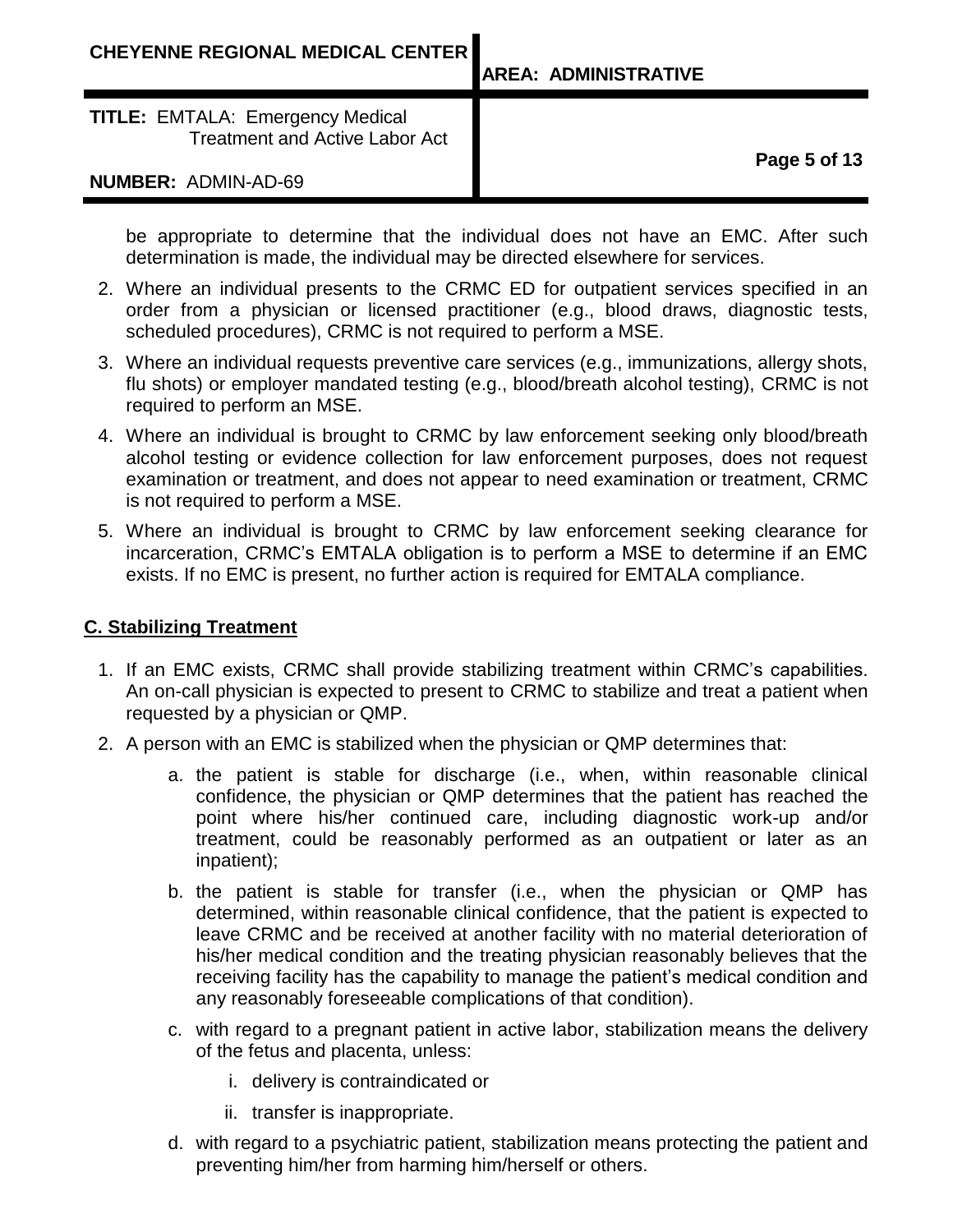be appropriate to determine that the individual does not have an EMC. After such determination is made, the individual may be directed elsewhere for services.

2. Where an individual presents to the CRMC ED for outpatient services specified in an order from a physician or licensed practitioner (e.g., blood draws, diagnostic tests, scheduled procedures), CRMC is not required to perform a MSE.
3. Where an individual requests preventive care services (e.g., immunizations, allergy shots, flu shots) or employer mandated testing (e.g., blood/breath alcohol testing), CRMC is not required to perform an MSE.
4. Where an individual is brought to CRMC by law enforcement seeking only blood/breath alcohol testing or evidence collection for law enforcement purposes, does not request examination or treatment, and does not appear to need examination or treatment, CRMC is not required to perform a MSE.
5. Where an individual is brought to CRMC by law enforcement seeking clearance for incarceration, CRMC's EMTALA obligation is to perform a MSE to determine if an EMC exists. If no EMC is present, no further action is required for EMTALA compliance.

## C. Stabilizing Treatment

1. If an EMC exists, CRMC shall provide stabilizing treatment within CRMC's capabilities. An on-call physician is expected to present to CRMC to stabilize and treat a patient when requested by a physician or QMP.
2. A person with an EMC is stabilized when the physician or QMP determines that:
   a. the patient is stable for discharge (i.e., when, within reasonable clinical confidence, the physician or QMP determines that the patient has reached the point where his/her continued care, including diagnostic work-up and/or treatment, could be reasonably performed as an outpatient or later as an inpatient);
   b. the patient is stable for transfer (i.e., when the physician or QMP has determined, within reasonable clinical confidence, that the patient is expected to leave CRMC and be received at another facility with no material deterioration of his/her medical condition and the treating physician reasonably believes that the receiving facility has the capability to manage the patient's medical condition and any reasonably foreseeable complications of that condition).
   c. with regard to a pregnant patient in active labor, stabilization means the delivery of the fetus and placenta, unless:
      i. delivery is contraindicated or
      ii. transfer is inappropriate.
   d. with regard to a psychiatric patient, stabilization means protecting the patient and preventing him/her from harming him/herself or others.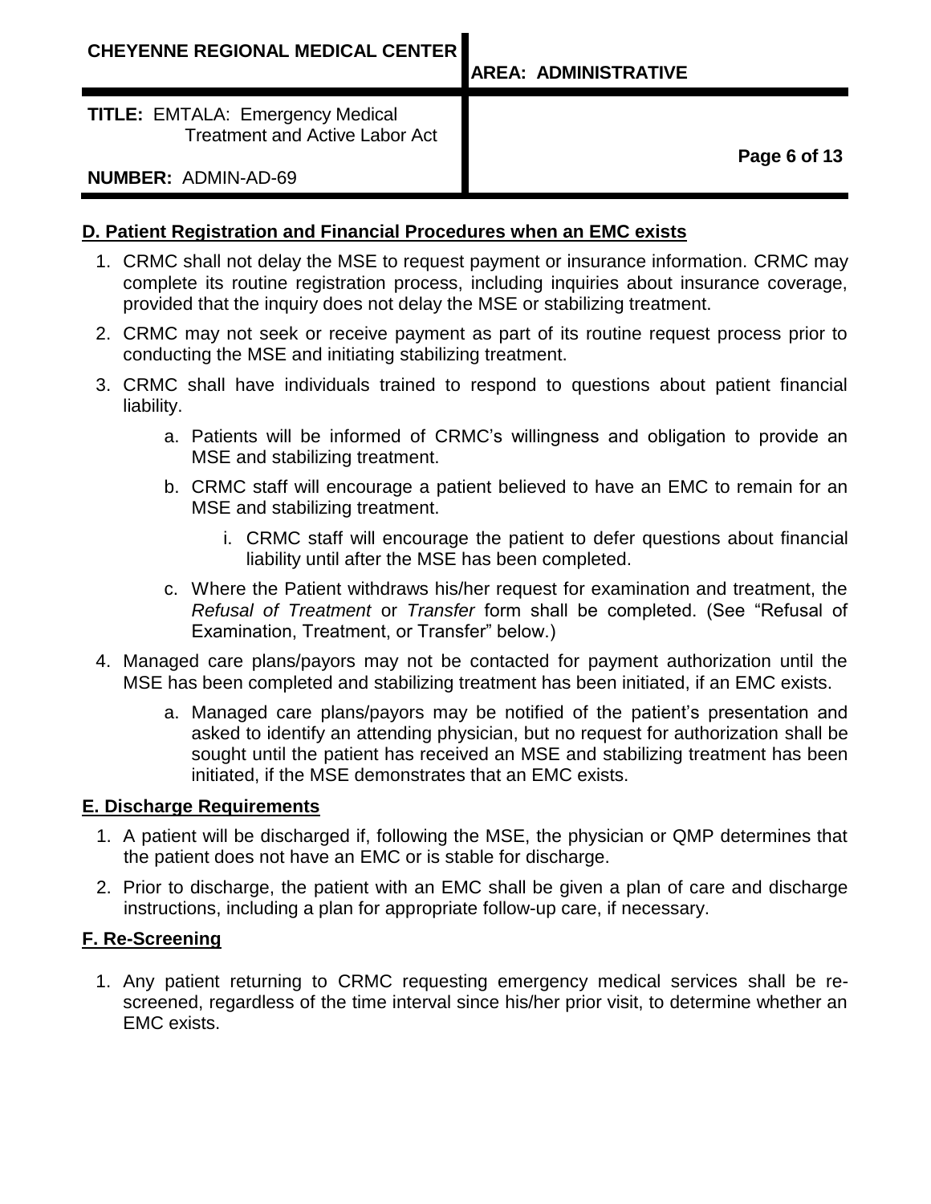## D. Patient Registration and Financial Procedures when an EMC exists

1. CRMC shall not delay the MSE to request payment or insurance information. CRMC may complete its routine registration process, including inquiries about insurance coverage, provided that the inquiry does not delay the MSE or stabilizing treatment.
2. CRMC may not seek or receive payment as part of its routine request process prior to conducting the MSE and initiating stabilizing treatment.
3. CRMC shall have individuals trained to respond to questions about patient financial liability.
    a. Patients will be informed of CRMC's willingness and obligation to provide an MSE and stabilizing treatment.
    b. CRMC staff will encourage a patient believed to have an EMC to remain for an MSE and stabilizing treatment.
        i. CRMC staff will encourage the patient to defer questions about financial liability until after the MSE has been completed.
    c. Where the Patient withdraws his/her request for examination and treatment, the *Refusal of Treatment* or *Transfer* form shall be completed. (See "Refusal of Examination, Treatment, or Transfer" below.)
4. Managed care plans/payors may not be contacted for payment authorization until the MSE has been completed and stabilizing treatment has been initiated, if an EMC exists.
    a. Managed care plans/payors may be notified of the patient's presentation and asked to identify an attending physician, but no request for authorization shall be sought until the patient has received an MSE and stabilizing treatment has been initiated, if the MSE demonstrates that an EMC exists.

## E. Discharge Requirements

1. A patient will be discharged if, following the MSE, the physician or QMP determines that the patient does not have an EMC or is stable for discharge.
2. Prior to discharge, the patient with an EMC shall be given a plan of care and discharge instructions, including a plan for appropriate follow-up care, if necessary.

## F. Re-Screening

1. Any patient returning to CRMC requesting emergency medical services shall be re-screened, regardless of the time interval since his/her prior visit, to determine whether an EMC exists.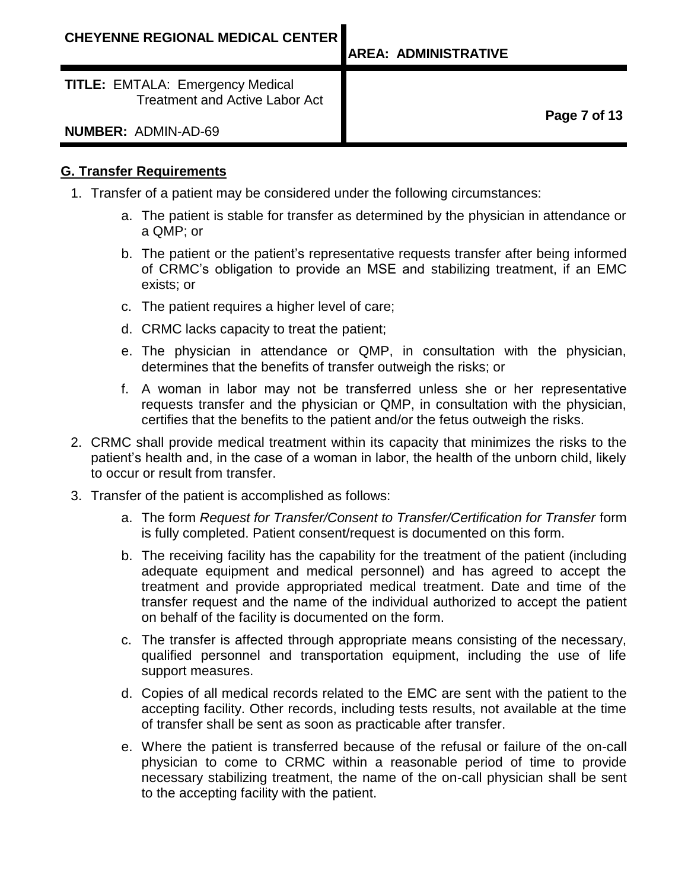## G. Transfer Requirements

1. Transfer of a patient may be considered under the following circumstances:

    a. The patient is stable for transfer as determined by the physician in attendance or a QMP; or

    b. The patient or the patient's representative requests transfer after being informed of CRMC's obligation to provide an MSE and stabilizing treatment, if an EMC exists; or

    c. The patient requires a higher level of care;

    d. CRMC lacks capacity to treat the patient;

    e. The physician in attendance or QMP, in consultation with the physician, determines that the benefits of transfer outweigh the risks; or

    f. A woman in labor may not be transferred unless she or her representative requests transfer and the physician or QMP, in consultation with the physician, certifies that the benefits to the patient and/or the fetus outweigh the risks.

2. CRMC shall provide medical treatment within its capacity that minimizes the risks to the patient's health and, in the case of a woman in labor, the health of the unborn child, likely to occur or result from transfer.

3. Transfer of the patient is accomplished as follows:

    a. The form *Request for Transfer/Consent to Transfer/Certification for Transfer* form is fully completed. Patient consent/request is documented on this form.

    b. The receiving facility has the capability for the treatment of the patient (including adequate equipment and medical personnel) and has agreed to accept the treatment and provide appropriated medical treatment. Date and time of the transfer request and the name of the individual authorized to accept the patient on behalf of the facility is documented on the form.

    c. The transfer is affected through appropriate means consisting of the necessary, qualified personnel and transportation equipment, including the use of life support measures.

    d. Copies of all medical records related to the EMC are sent with the patient to the accepting facility. Other records, including tests results, not available at the time of transfer shall be sent as soon as practicable after transfer.

    e. Where the patient is transferred because of the refusal or failure of the on-call physician to come to CRMC within a reasonable period of time to provide necessary stabilizing treatment, the name of the on-call physician shall be sent to the accepting facility with the patient.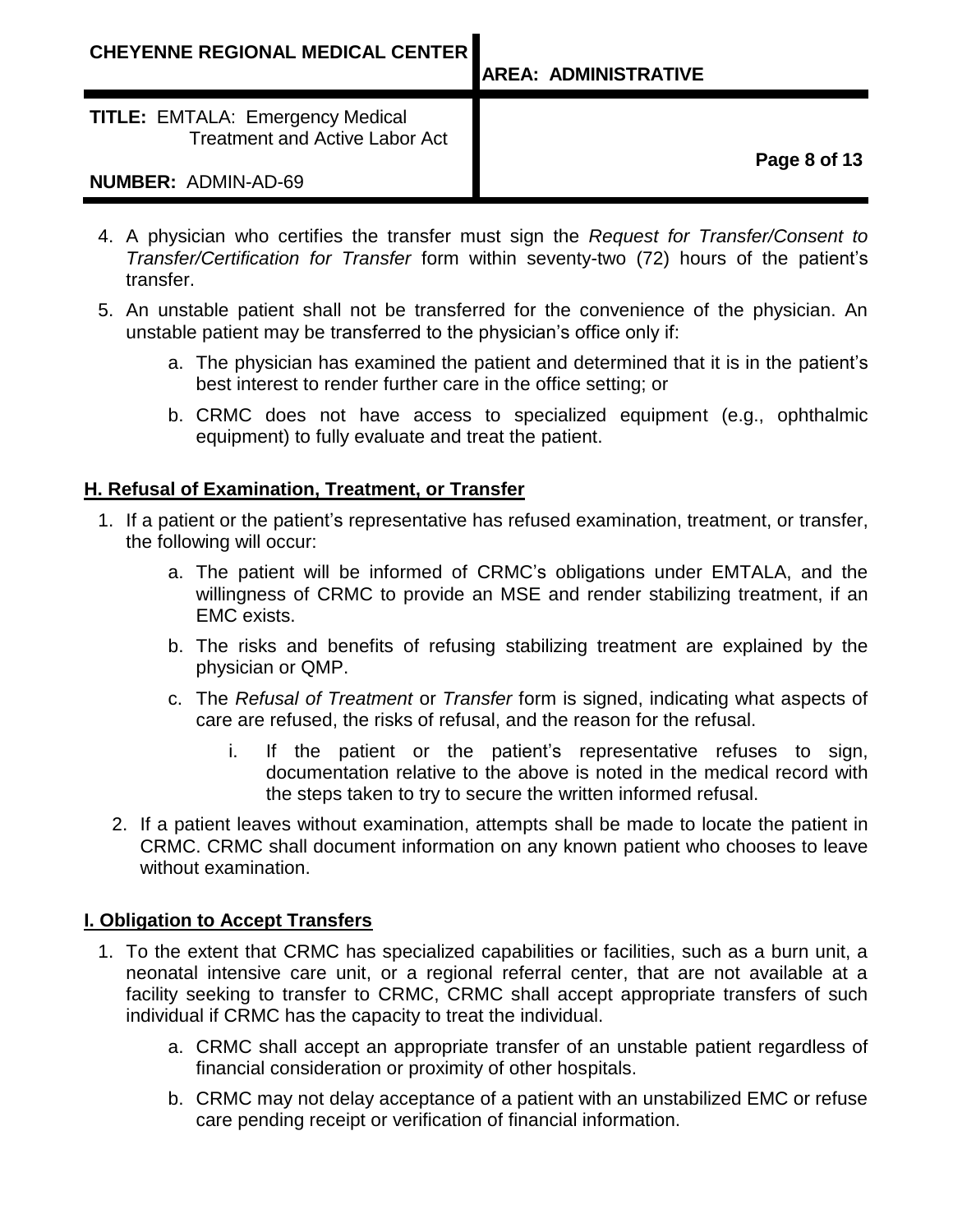4. A physician who certifies the transfer must sign the *Request for Transfer/Consent to Transfer/Certification for Transfer* form within seventy-two (72) hours of the patient's transfer.

5. An unstable patient shall not be transferred for the convenience of the physician. An unstable patient may be transferred to the physician's office only if:

   a. The physician has examined the patient and determined that it is in the patient's best interest to render further care in the office setting; or

   b. CRMC does not have access to specialized equipment (e.g., ophthalmic equipment) to fully evaluate and treat the patient.

**H. Refusal of Examination, Treatment, or Transfer**

1. If a patient or the patient's representative has refused examination, treatment, or transfer, the following will occur:

   a. The patient will be informed of CRMC's obligations under EMTALA, and the willingness of CRMC to provide an MSE and render stabilizing treatment, if an EMC exists.

   b. The risks and benefits of refusing stabilizing treatment are explained by the physician or QMP.

   c. The *Refusal of Treatment* or *Transfer* form is signed, indicating what aspects of care are refused, the risks of refusal, and the reason for the refusal.

      i. If the patient or the patient's representative refuses to sign, documentation relative to the above is noted in the medical record with the steps taken to try to secure the written informed refusal.

2. If a patient leaves without examination, attempts shall be made to locate the patient in CRMC. CRMC shall document information on any known patient who chooses to leave without examination.

**I. Obligation to Accept Transfers**

1. To the extent that CRMC has specialized capabilities or facilities, such as a burn unit, a neonatal intensive care unit, or a regional referral center, that are not available at a facility seeking to transfer to CRMC, CRMC shall accept appropriate transfers of such individual if CRMC has the capacity to treat the individual.

   a. CRMC shall accept an appropriate transfer of an unstable patient regardless of financial consideration or proximity of other hospitals.

   b. CRMC may not delay acceptance of a patient with an unstabilized EMC or refuse care pending receipt or verification of financial information.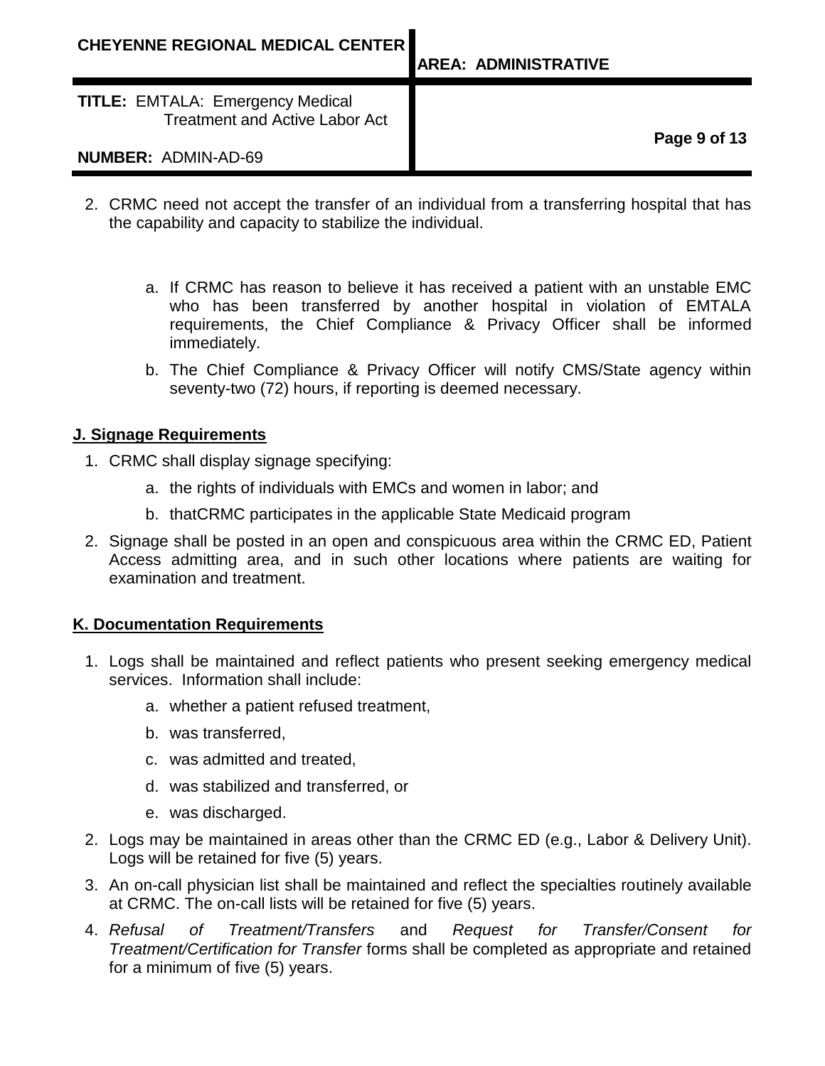2. CRMC need not accept the transfer of an individual from a transferring hospital that has the capability and capacity to stabilize the individual.

    a. If CRMC has reason to believe it has received a patient with an unstable EMC who has been transferred by another hospital in violation of EMTALA requirements, the Chief Compliance & Privacy Officer shall be informed immediately.

    b. The Chief Compliance & Privacy Officer will notify CMS/State agency within seventy-two (72) hours, if reporting is deemed necessary.

**J. Signage Requirements**

1. CRMC shall display signage specifying:

    a. the rights of individuals with EMCs and women in labor; and

    b. thatCRMC participates in the applicable State Medicaid program

2. Signage shall be posted in an open and conspicuous area within the CRMC ED, Patient Access admitting area, and in such other locations where patients are waiting for examination and treatment.

**K. Documentation Requirements**

1. Logs shall be maintained and reflect patients who present seeking emergency medical services. Information shall include:

    a. whether a patient refused treatment,

    b. was transferred,

    c. was admitted and treated,

    d. was stabilized and transferred, or

    e. was discharged.

2. Logs may be maintained in areas other than the CRMC ED (e.g., Labor & Delivery Unit). Logs will be retained for five (5) years.

3. An on-call physician list shall be maintained and reflect the specialties routinely available at CRMC. The on-call lists will be retained for five (5) years.

4. *Refusal of Treatment/Transfers* and *Request for Transfer/Consent for Treatment/Certification for Transfer* forms shall be completed as appropriate and retained for a minimum of five (5) years.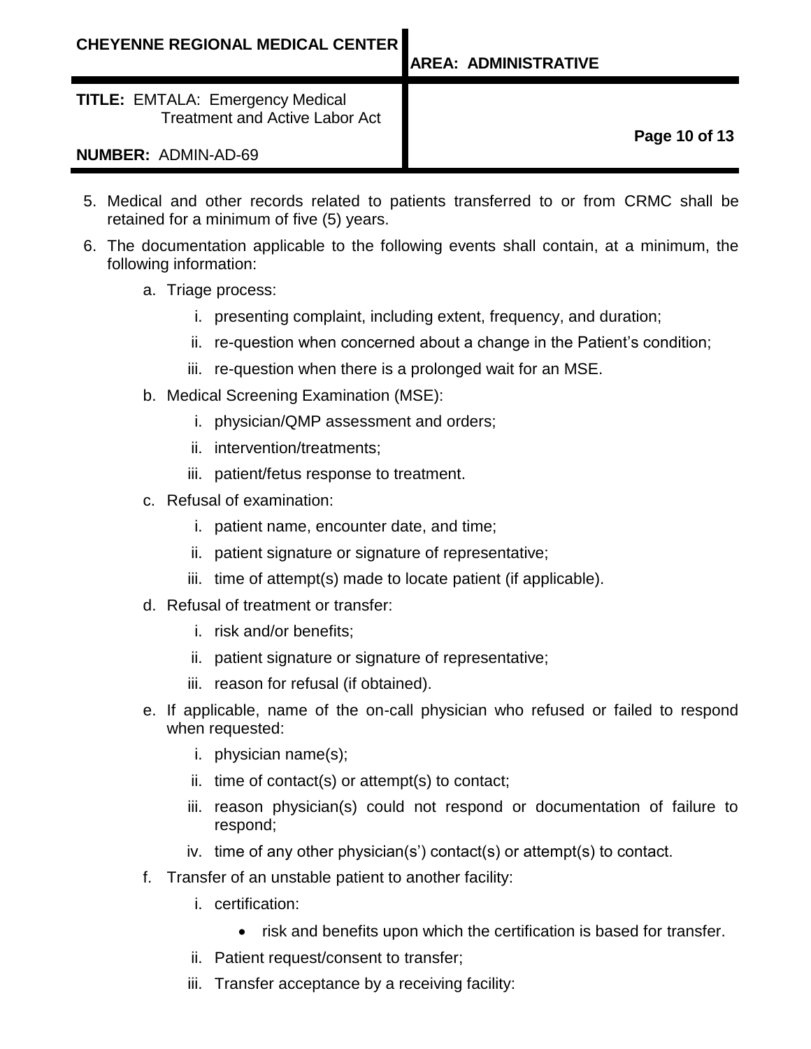5. Medical and other records related to patients transferred to or from CRMC shall be retained for a minimum of five (5) years.
6. The documentation applicable to the following events shall contain, at a minimum, the following information:
   a. Triage process:
      i. presenting complaint, including extent, frequency, and duration;
      ii. re-question when concerned about a change in the Patient's condition;
      iii. re-question when there is a prolonged wait for an MSE.
   b. Medical Screening Examination (MSE):
      i. physician/QMP assessment and orders;
      ii. intervention/treatments;
      iii. patient/fetus response to treatment.
   c. Refusal of examination:
      i. patient name, encounter date, and time;
      ii. patient signature or signature of representative;
      iii. time of attempt(s) made to locate patient (if applicable).
   d. Refusal of treatment or transfer:
      i. risk and/or benefits;
      ii. patient signature or signature of representative;
      iii. reason for refusal (if obtained).
   e. If applicable, name of the on-call physician who refused or failed to respond when requested:
      i. physician name(s);
      ii. time of contact(s) or attempt(s) to contact;
      iii. reason physician(s) could not respond or documentation of failure to respond;
      iv. time of any other physician(s') contact(s) or attempt(s) to contact.
   f. Transfer of an unstable patient to another facility:
      i. certification:
         - risk and benefits upon which the certification is based for transfer.
      ii. Patient request/consent to transfer;
      iii. Transfer acceptance by a receiving facility: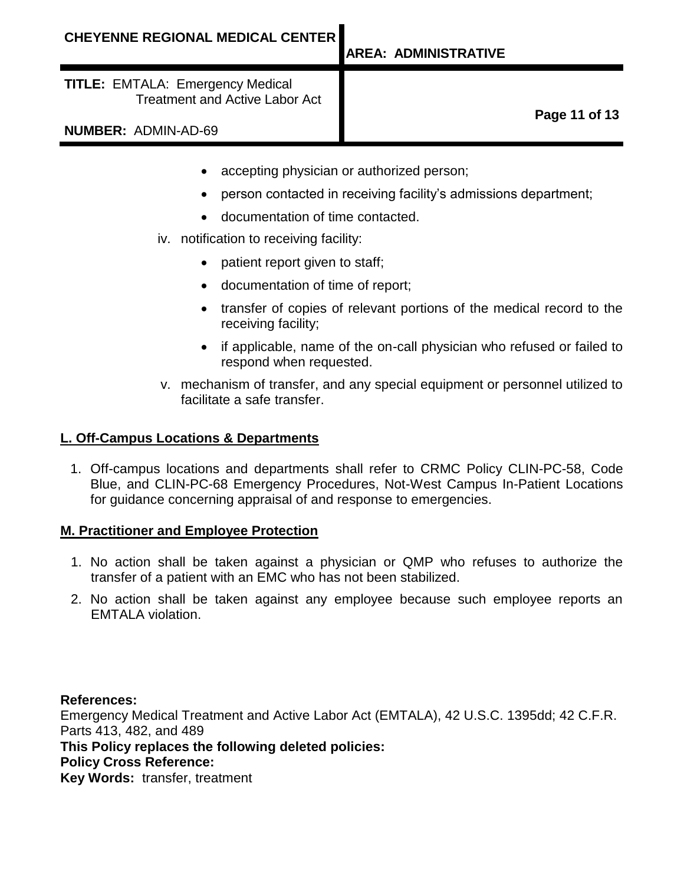- accepting physician or authorized person;
- person contacted in receiving facility's admissions department;
- documentation of time contacted.

iv. notification to receiving facility:

- patient report given to staff;
- documentation of time of report;
- transfer of copies of relevant portions of the medical record to the receiving facility;
- if applicable, name of the on-call physician who refused or failed to respond when requested.

v. mechanism of transfer, and any special equipment or personnel utilized to facilitate a safe transfer.

## L. Off-Campus Locations & Departments

1. Off-campus locations and departments shall refer to CRMC Policy CLIN-PC-58, Code Blue, and CLIN-PC-68 Emergency Procedures, Not-West Campus In-Patient Locations for guidance concerning appraisal of and response to emergencies.

## M. Practitioner and Employee Protection

1. No action shall be taken against a physician or QMP who refuses to authorize the transfer of a patient with an EMC who has not been stabilized.
2. No action shall be taken against any employee because such employee reports an EMTALA violation.

**References:**
Emergency Medical Treatment and Active Labor Act (EMTALA), 42 U.S.C. 1395dd; 42 C.F.R. Parts 413, 482, and 489
**This Policy replaces the following deleted policies:**
**Policy Cross Reference:**
**Key Words:** transfer, treatment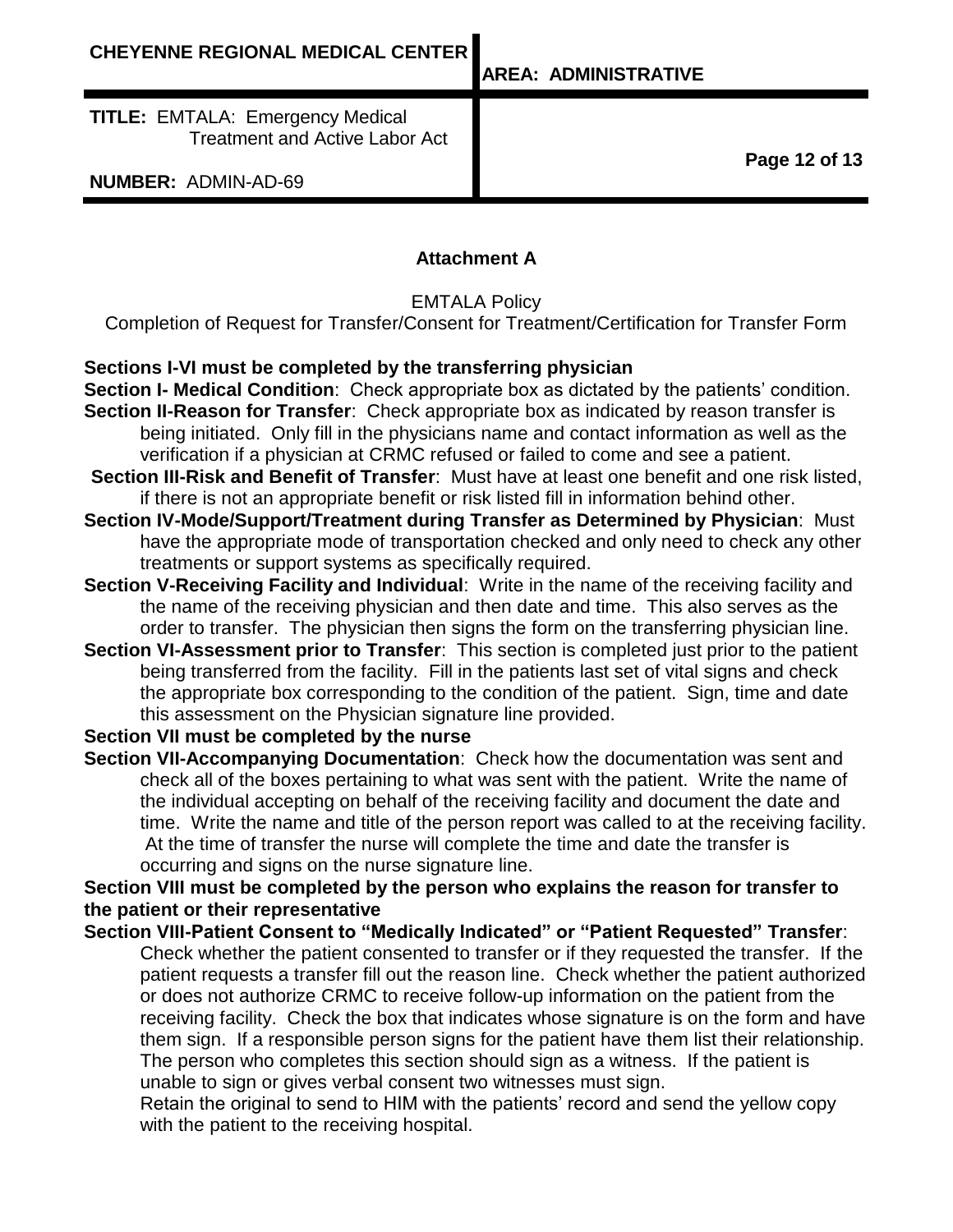## Attachment A

EMTALA Policy
Completion of Request for Transfer/Consent for Treatment/Certification for Transfer Form

**Sections I-VI must be completed by the transferring physician**

**Section I- Medical Condition**: Check appropriate box as dictated by the patients' condition.

**Section II-Reason for Transfer**: Check appropriate box as indicated by reason transfer is being initiated. Only fill in the physicians name and contact information as well as the verification if a physician at CRMC refused or failed to come and see a patient.

**Section III-Risk and Benefit of Transfer**: Must have at least one benefit and one risk listed, if there is not an appropriate benefit or risk listed fill in information behind other.

**Section IV-Mode/Support/Treatment during Transfer as Determined by Physician**: Must have the appropriate mode of transportation checked and only need to check any other treatments or support systems as specifically required.

**Section V-Receiving Facility and Individual**: Write in the name of the receiving facility and the name of the receiving physician and then date and time. This also serves as the order to transfer. The physician then signs the form on the transferring physician line.

**Section VI-Assessment prior to Transfer**: This section is completed just prior to the patient being transferred from the facility. Fill in the patients last set of vital signs and check the appropriate box corresponding to the condition of the patient. Sign, time and date this assessment on the Physician signature line provided.

**Section VII must be completed by the nurse**

**Section VII-Accompanying Documentation**: Check how the documentation was sent and check all of the boxes pertaining to what was sent with the patient. Write the name of the individual accepting on behalf of the receiving facility and document the date and time. Write the name and title of the person report was called to at the receiving facility. At the time of transfer the nurse will complete the time and date the transfer is occurring and signs on the nurse signature line.

**Section VIII must be completed by the person who explains the reason for transfer to the patient or their representative**

**Section VIII-Patient Consent to "Medically Indicated" or "Patient Requested" Transfer**: Check whether the patient consented to transfer or if they requested the transfer. If the patient requests a transfer fill out the reason line. Check whether the patient authorized or does not authorize CRMC to receive follow-up information on the patient from the receiving facility. Check the box that indicates whose signature is on the form and have them sign. If a responsible person signs for the patient have them list their relationship. The person who completes this section should sign as a witness. If the patient is unable to sign or gives verbal consent two witnesses must sign.

Retain the original to send to HIM with the patients' record and send the yellow copy with the patient to the receiving hospital.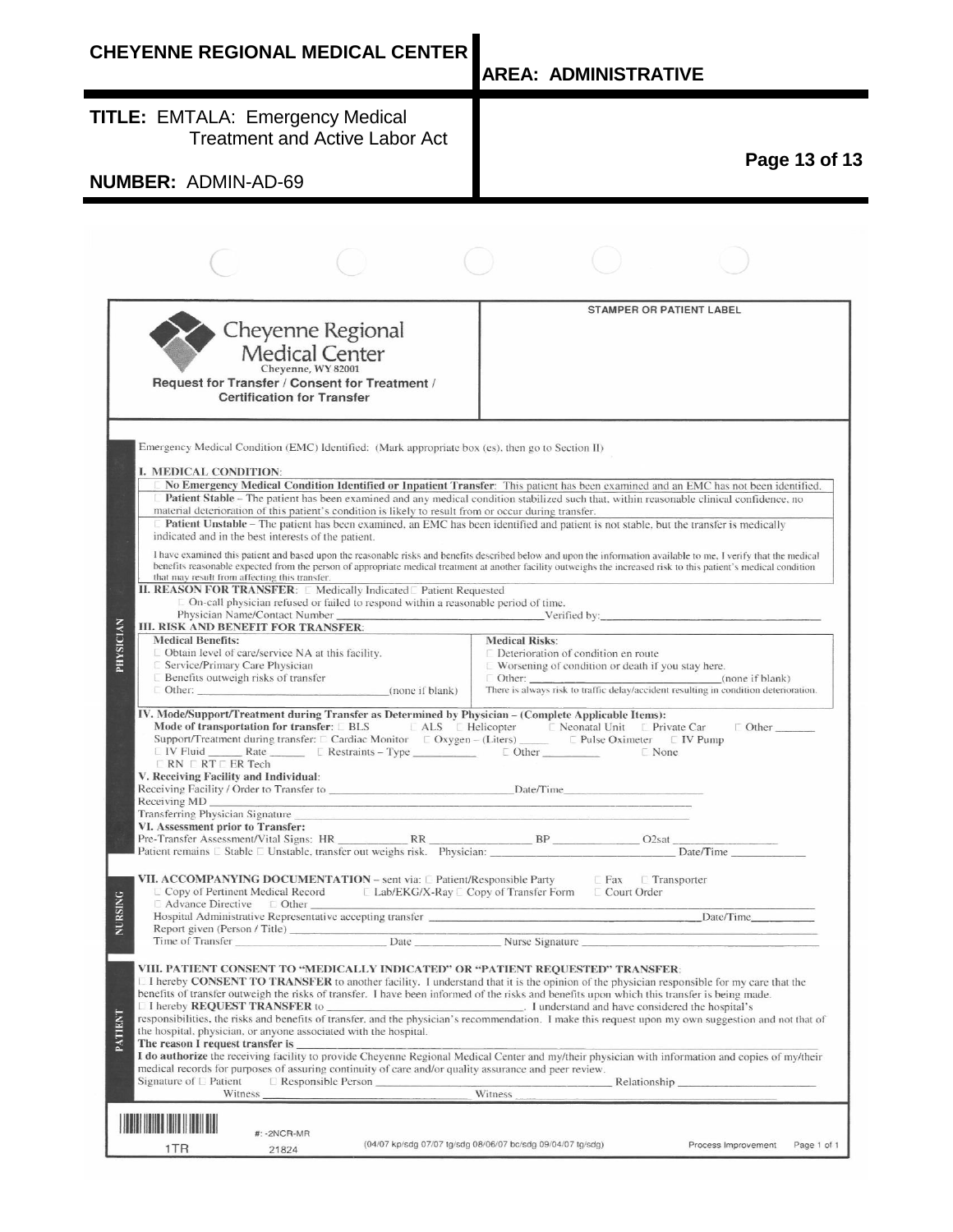Cheyenne Regional Medical Center
Cheyenne, WY 82001

**Request for Transfer / Consent for Treatment / Certification for Transfer**

STAMPER OR PATIENT LABEL

**PHYSICIAN**

Emergency Medical Condition (EMC) Identified: (Mark appropriate box (es), then go to Section II)

**I. MEDICAL CONDITION:**

☐ **No Emergency Medical Condition Identified or Inpatient Transfer**: This patient has been examined and an EMC has not been identified.

☐ **Patient Stable** – The patient has been examined and any medical condition stabilized such that, within reasonable clinical confidence, no material deterioration of this patient's condition is likely to result from or occur during transfer.

☐ **Patient Unstable** – The patient has been examined, an EMC has been identified and patient is not stable, but the transfer is medically indicated and in the best interests of the patient.

I have examined this patient and based upon the reasonable risks and benefits described below and upon the information available to me, I verify that the medical benefits reasonable expected from the person of appropriate medical treatment at another facility outweighs the increased risk to this patient's medical condition that may result from affecting this transfer.

**II. REASON FOR TRANSFER**: ☐ Medically Indicated ☐ Patient Requested

☐ On-call physician refused or failed to respond within a reasonable period of time.

Physician Name/Contact Number ____________________ Verified by: ____________________

**III. RISK AND BENEFIT FOR TRANSFER**:

| **Medical Benefits:** | **Medical Risks:** |
|---|---|
| ☐ Obtain level of care/service NA at this facility. | ☐ Deterioration of condition en route |
| ☐ Service/Primary Care Physician | ☐ Worsening of condition or death if you stay here. |
| ☐ Benefits outweigh risks of transfer | ☐ Other: ____________________ (none if blank) |
| ☐ Other: ____________________ (none if blank) | There is always risk to traffic delay/accident resulting in condition deterioration. |

**IV. Mode/Support/Treatment during Transfer as Determined by Physician – (Complete Applicable Items):**

**Mode of transportation for transfer**: ☐ BLS ☐ ALS ☐ Helicopter ☐ Neonatal Unit ☐ Private Car ☐ Other ______

Support/Treatment during transfer: ☐ Cardiac Monitor ☐ Oxygen – (Liters) _____ ☐ Pulse Oximeter ☐ IV Pump

☐ IV Fluid ______ Rate ______ ☐ Restraints – Type __________ ☐ Other _________ ☐ None

☐ RN ☐ RT ☐ ER Tech

**V. Receiving Facility and Individual**:

Receiving Facility / Order to Transfer to ____________________ Date/Time ____________________

Receiving MD ____________________

Transferring Physician Signature ____________________

**VI. Assessment prior to Transfer:**

Pre-Transfer Assessment/Vital Signs: HR ________ RR ________ BP ________ O2sat ________

Patient remains ☐ Stable ☐ Unstable, transfer out weighs risk. Physician: ____________________ Date/Time ________

**NURSING**

**VII. ACCOMPANYING DOCUMENTATION** – sent via: ☐ Patient/Responsible Party ☐ Fax ☐ Transporter

☐ Copy of Pertinent Medical Record ☐ Lab/EKG/X-Ray ☐ Copy of Transfer Form ☐ Court Order

☐ Advance Directive ☐ Other ____________________

Hospital Administrative Representative accepting transfer ____________________ Date/Time ________

Report given (Person / Title) ____________________

Time of Transfer ____________ Date ____________ Nurse Signature ____________________

**PATIENT**

**VIII. PATIENT CONSENT TO "MEDICALLY INDICATED" OR "PATIENT REQUESTED" TRANSFER**:

☐ I hereby **CONSENT TO TRANSFER** to another facility. I understand that it is the opinion of the physician responsible for my care that the benefits of transfer outweigh the risks of transfer. I have been informed of the risks and benefits upon which this transfer is being made.

☐ I hereby **REQUEST TRANSFER** to ____________________. I understand and have considered the hospital's responsibilities, the risks and benefits of transfer, and the physician's recommendation. I make this request upon my own suggestion and not that of the hospital, physician, or anyone associated with the hospital.

**The reason I request transfer is** ____________________

**I do authorize** the receiving facility to provide Cheyenne Regional Medical Center and my/their physician with information and copies of my/their medical records for purposes of assuring continuity of care and/or quality assurance and peer review.

Signature of ☐ Patient ☐ Responsible Person ____________________ Relationship ____________________

Witness ____________________ Witness ____________________

1TR #: -2NCR-MR 21824 (04/07 kp/sdg 07/07 tg/sdg 08/06/07 bc/sdg 09/04/07 tg/sdg) Process Improvement Page 1 of 1